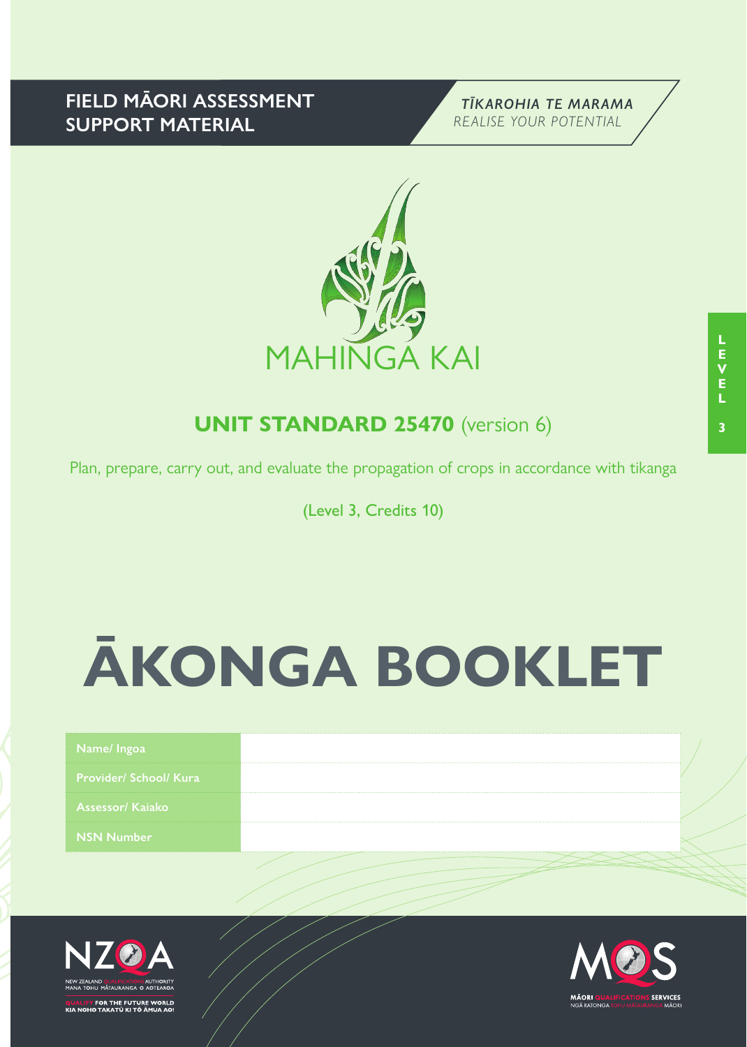FIELD MĀORI ASSESSMENT SUPPORT MATERIAL

*TĪKAROHIA TE MARAMA*
*REALISE YOUR POTENTIAL*

MAHINGA KAI

LEVEL 3

## UNIT STANDARD 25470 (version 6)

Plan, prepare, carry out, and evaluate the propagation of crops in accordance with tikanga

(Level 3, Credits 10)

# ĀKONGA BOOKLET

| Name/ Ingoa | |
|---|---|
| Provider/ School/ Kura | |
| Assessor/ Kaiako | |
| NSN Number | |

NEW ZEALAND QUALIFICATIONS AUTHORITY
MANA TOHU MĀTAURANGA O AOTEAROA
QUALIFY FOR THE FUTURE WORLD
KIA NOHO TAKATŪ KI TŌ ĀMUA AO!

MĀORI QUALIFICATIONS SERVICES
NGĀ RATONGA TOHU MĀTAURANGA MĀORI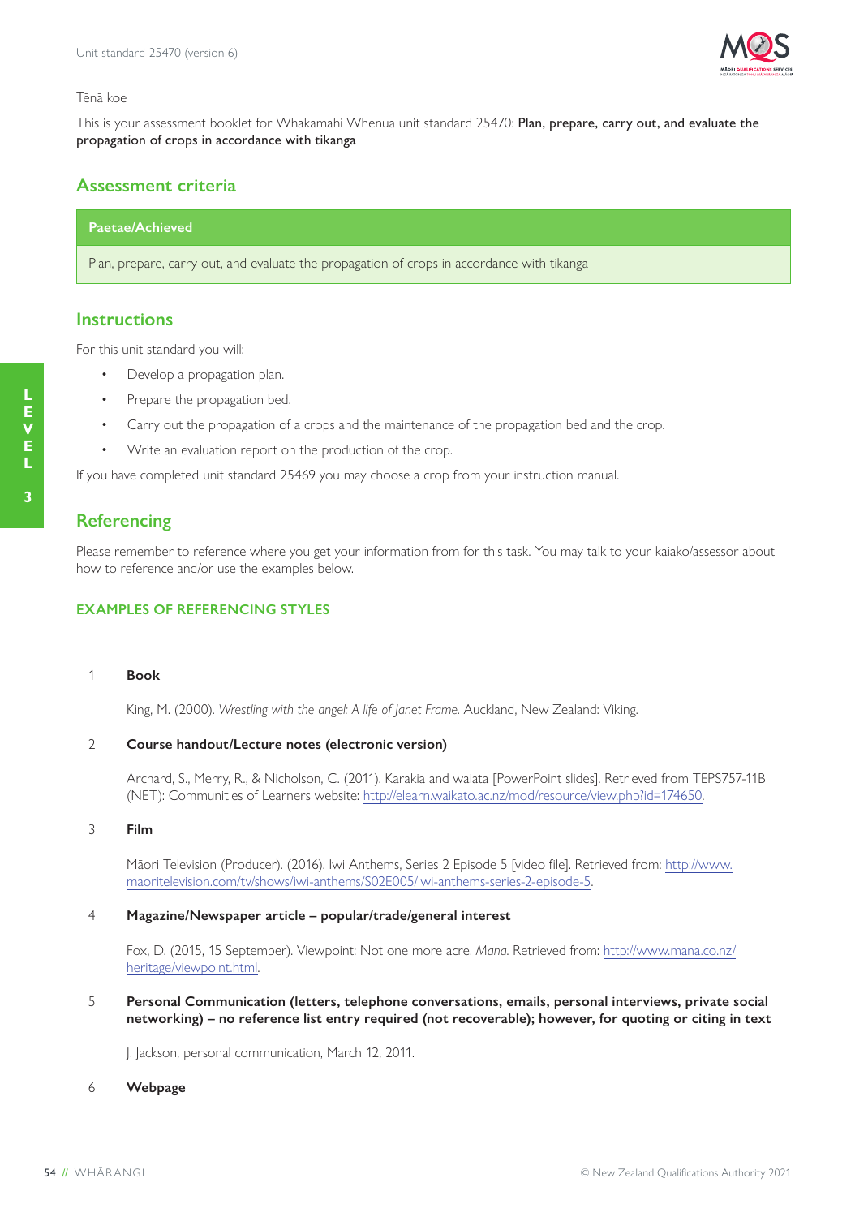Tēnā koe

This is your assessment booklet for Whakamahi Whenua unit standard 25470: **Plan, prepare, carry out, and evaluate the propagation of crops in accordance with tikanga**

## Assessment criteria

| Paetae/Achieved |
|---|
| Plan, prepare, carry out, and evaluate the propagation of crops in accordance with tikanga |

## Instructions

For this unit standard you will:

- Develop a propagation plan.
- Prepare the propagation bed.
- Carry out the propagation of a crops and the maintenance of the propagation bed and the crop.
- Write an evaluation report on the production of the crop.

If you have completed unit standard 25469 you may choose a crop from your instruction manual.

## Referencing

Please remember to reference where you get your information from for this task. You may talk to your kaiako/assessor about how to reference and/or use the examples below.

### EXAMPLES OF REFERENCING STYLES

1 **Book**

King, M. (2000). *Wrestling with the angel: A life of Janet Frame.* Auckland, New Zealand: Viking.

2 **Course handout/Lecture notes (electronic version)**

Archard, S., Merry, R., & Nicholson, C. (2011). Karakia and waiata [PowerPoint slides]. Retrieved from TEPS757-11B (NET): Communities of Learners website: http://elearn.waikato.ac.nz/mod/resource/view.php?id=174650.

3 **Film**

Māori Television (Producer). (2016). Iwi Anthems, Series 2 Episode 5 [video file]. Retrieved from: http://www.maoritelevision.com/tv/shows/iwi-anthems/S02E005/iwi-anthems-series-2-episode-5.

4 **Magazine/Newspaper article – popular/trade/general interest**

Fox, D. (2015, 15 September). Viewpoint: Not one more acre. *Mana.* Retrieved from: http://www.mana.co.nz/heritage/viewpoint.html.

5 **Personal Communication (letters, telephone conversations, emails, personal interviews, private social networking) – no reference list entry required (not recoverable); however, for quoting or citing in text**

J. Jackson, personal communication, March 12, 2011.

6 **Webpage**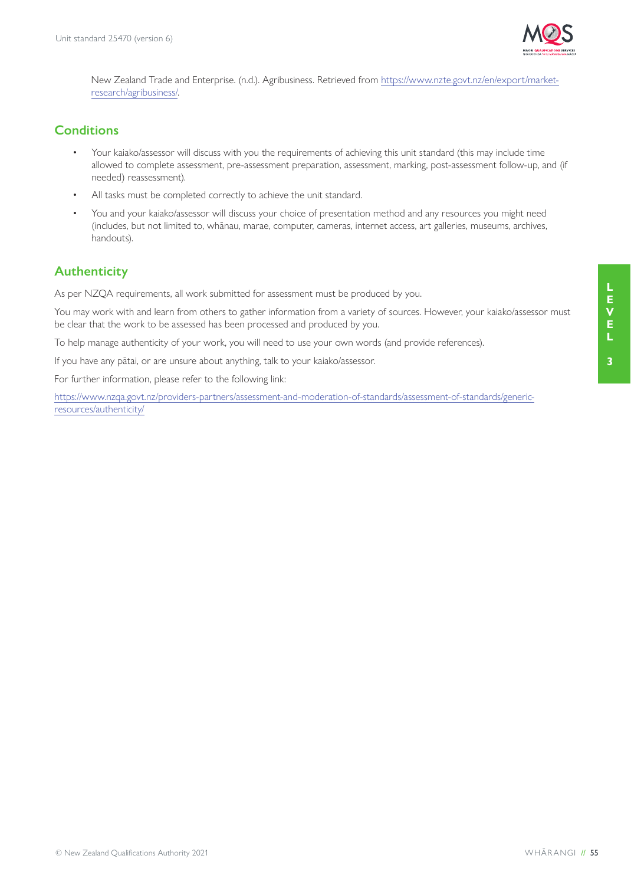New Zealand Trade and Enterprise. (n.d.). Agribusiness. Retrieved from https://www.nzte.govt.nz/en/export/market-research/agribusiness/.

## Conditions

- Your kaiako/assessor will discuss with you the requirements of achieving this unit standard (this may include time allowed to complete assessment, pre-assessment preparation, assessment, marking, post-assessment follow-up, and (if needed) reassessment).
- All tasks must be completed correctly to achieve the unit standard.
- You and your kaiako/assessor will discuss your choice of presentation method and any resources you might need (includes, but not limited to, whānau, marae, computer, cameras, internet access, art galleries, museums, archives, handouts).

## Authenticity

As per NZQA requirements, all work submitted for assessment must be produced by you.

You may work with and learn from others to gather information from a variety of sources. However, your kaiako/assessor must be clear that the work to be assessed has been processed and produced by you.

To help manage authenticity of your work, you will need to use your own words (and provide references).

If you have any pātai, or are unsure about anything, talk to your kaiako/assessor.

For further information, please refer to the following link:

https://www.nzqa.govt.nz/providers-partners/assessment-and-moderation-of-standards/assessment-of-standards/generic-resources/authenticity/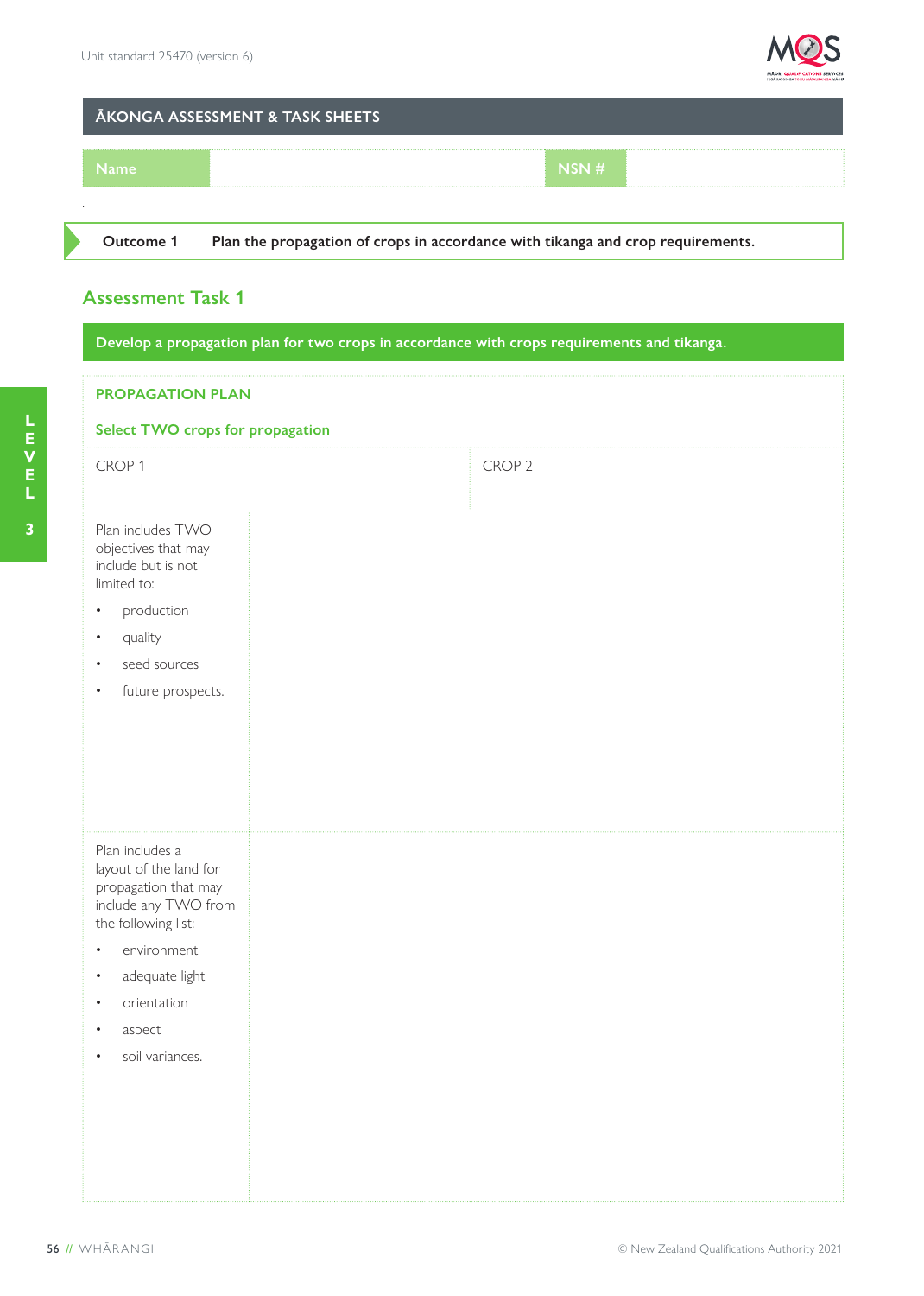## ĀKONGA ASSESSMENT & TASK SHEETS

| Name | | NSN # | |
|---|---|---|---|

**Outcome 1** **Plan the propagation of crops in accordance with tikanga and crop requirements.**

## Assessment Task 1

**Develop a propagation plan for two crops in accordance with crops requirements and tikanga.**

**PROPAGATION PLAN**

**Select TWO crops for propagation**

| CROP 1 | CROP 2 |
|---|---|
| | |

| | |
|---|---|
| Plan includes TWO objectives that may include but is not limited to:<br>• production<br>• quality<br>• seed sources<br>• future prospects. | |
| Plan includes a layout of the land for propagation that may include any TWO from the following list:<br>• environment<br>• adequate light<br>• orientation<br>• aspect<br>• soil variances. | |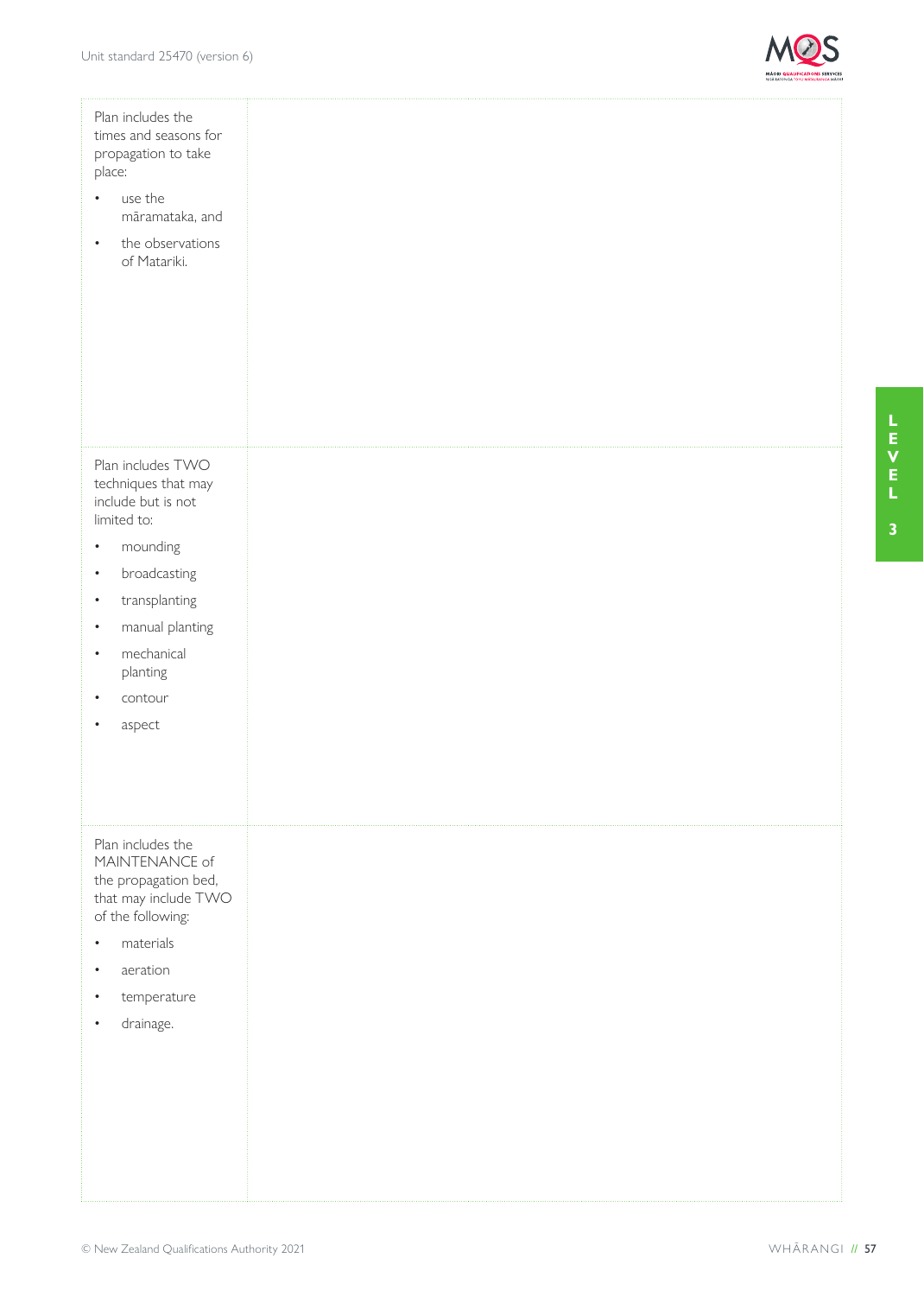| | |
|---|---|
| Plan includes the times and seasons for propagation to take place:<br>• use the māramataka, and<br>• the observations of Matariki. | |
| Plan includes TWO techniques that may include but is not limited to:<br>• mounding<br>• broadcasting<br>• transplanting<br>• manual planting<br>• mechanical planting<br>• contour<br>• aspect | |
| Plan includes the MAINTENANCE of the propagation bed, that may include TWO of the following:<br>• materials<br>• aeration<br>• temperature<br>• drainage. | |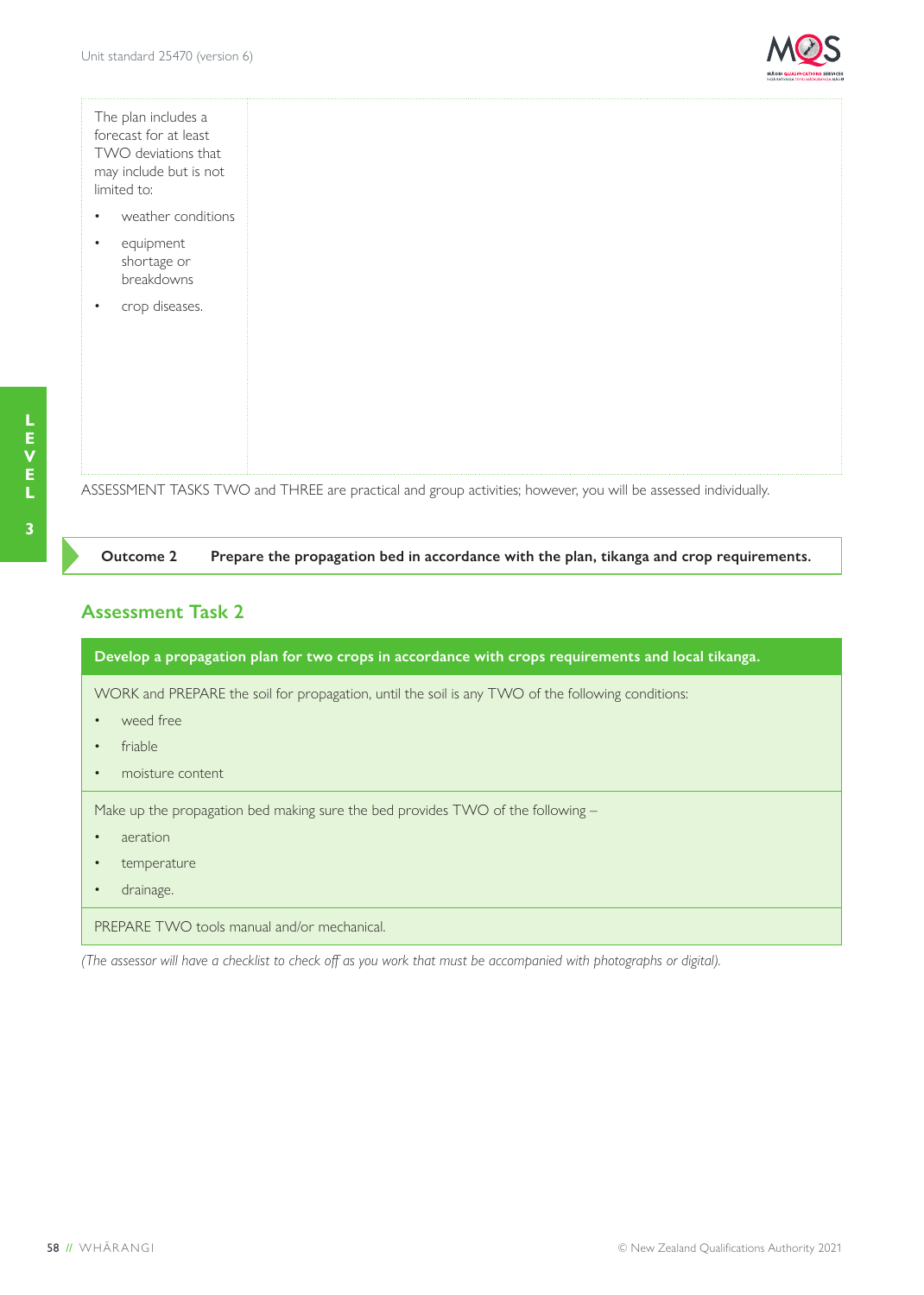| The plan includes a forecast for at least TWO deviations that may include but is not limited to:<br>• weather conditions<br>• equipment shortage or breakdowns<br>• crop diseases. | |
|---|---|

ASSESSMENT TASKS TWO and THREE are practical and group activities; however, you will be assessed individually.

**Outcome 2** **Prepare the propagation bed in accordance with the plan, tikanga and crop requirements.**

## Assessment Task 2

| **Develop a propagation plan for two crops in accordance with crops requirements and local tikanga.** |
|---|
| WORK and PREPARE the soil for propagation, until the soil is any TWO of the following conditions:<br>• weed free<br>• friable<br>• moisture content |
| Make up the propagation bed making sure the bed provides TWO of the following –<br>• aeration<br>• temperature<br>• drainage. |
| PREPARE TWO tools manual and/or mechanical. |

*(The assessor will have a checklist to check off as you work that must be accompanied with photographs or digital).*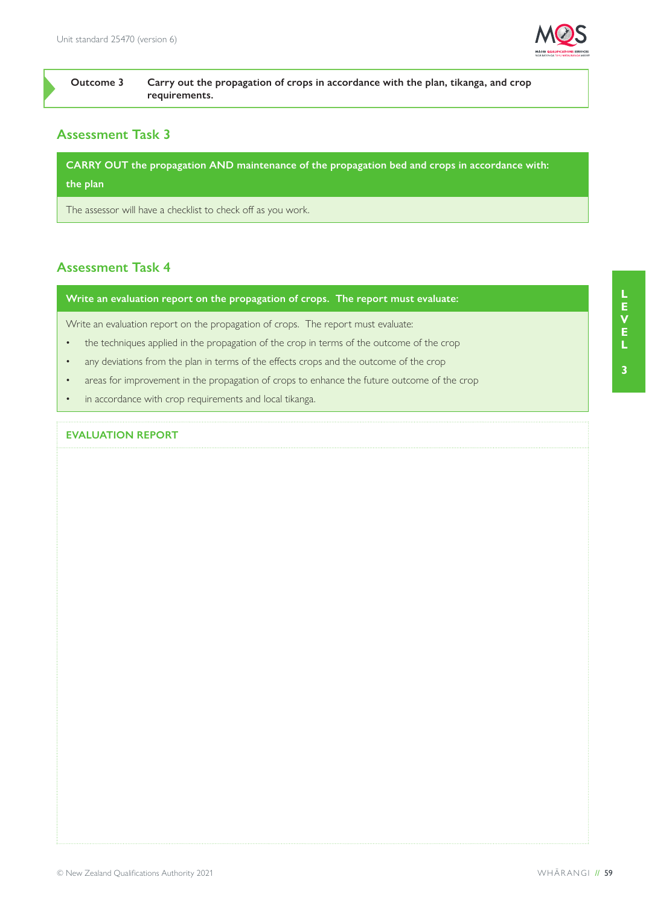| | |
|---|---|
| **Outcome 3** | **Carry out the propagation of crops in accordance with the plan, tikanga, and crop requirements.** |

## Assessment Task 3

**CARRY OUT the propagation AND maintenance of the propagation bed and crops in accordance with: the plan**

The assessor will have a checklist to check off as you work.

## Assessment Task 4

**Write an evaluation report on the propagation of crops. The report must evaluate:**

Write an evaluation report on the propagation of crops. The report must evaluate:

- the techniques applied in the propagation of the crop in terms of the outcome of the crop
- any deviations from the plan in terms of the effects crops and the outcome of the crop
- areas for improvement in the propagation of crops to enhance the future outcome of the crop
- in accordance with crop requirements and local tikanga.

**EVALUATION REPORT**